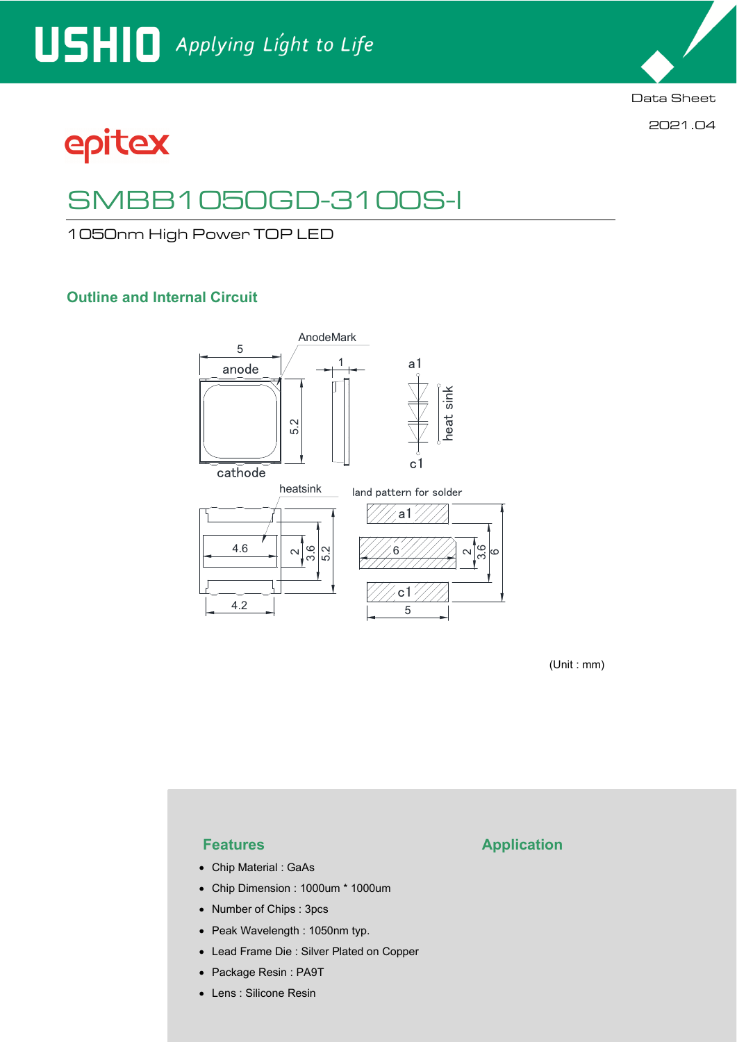USHIO Applying Light to Life

Data Sheet

2021.04

epitex

# SMBB1050GD-3100S-I

1050nm High Power TOP LED

## Outline and Internal Circuit

AnodeMark

5

anode

1

a1

5.2

heat sink

cathode

c1

heatsink

land pattern for solder

a1

4.6

2

3.6

5.2

6

2

3.6

6

c1

4.2

5

(Unit : mm)

## Features

- Chip Material : GaAs
- Chip Dimension : 1000um * 1000um
- Number of Chips : 3pcs
- Peak Wavelength : 1050nm typ.
- Lead Frame Die : Silver Plated on Copper
- Package Resin : PA9T
- Lens : Silicone Resin

## Application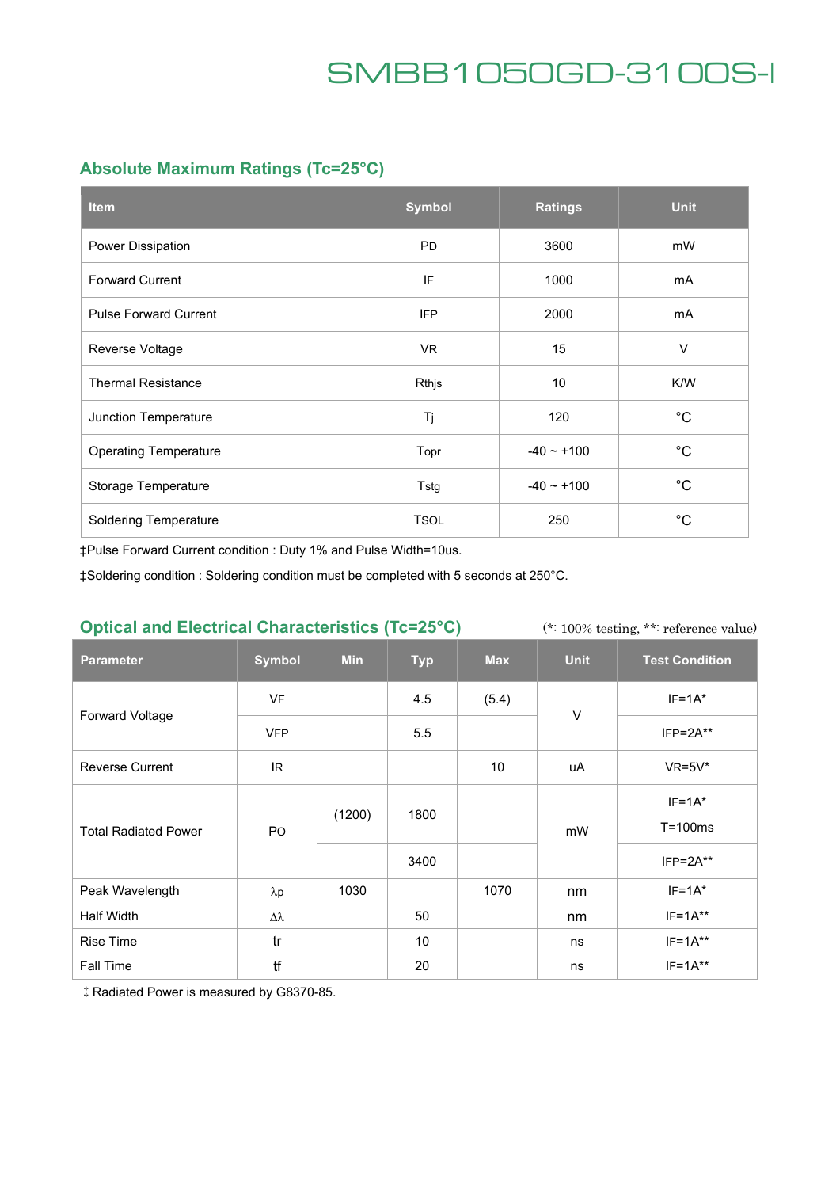# SMBB1050GD-3100S-I

## Absolute Maximum Ratings (Tc=25°C)

| Item | Symbol | Ratings | Unit |
|---|---|---|---|
| Power Dissipation | PD | 3600 | mW |
| Forward Current | IF | 1000 | mA |
| Pulse Forward Current | IFP | 2000 | mA |
| Reverse Voltage | VR | 15 | V |
| Thermal Resistance | Rthjs | 10 | K/W |
| Junction Temperature | Tj | 120 | °C |
| Operating Temperature | Topr | -40 ~ +100 | °C |
| Storage Temperature | Tstg | -40 ~ +100 | °C |
| Soldering Temperature | TSOL | 250 | °C |

‡Pulse Forward Current condition : Duty 1% and Pulse Width=10us.

‡Soldering condition : Soldering condition must be completed with 5 seconds at 250°C.

## Optical and Electrical Characteristics (Tc=25°C)

(*: 100% testing, **: reference value)

| Parameter | Symbol | Min | Typ | Max | Unit | Test Condition |
|---|---|---|---|---|---|---|
| Forward Voltage | VF | | 4.5 | (5.4) | V | IF=1A* |
| | VFP | | 5.5 | | | IFP=2A** |
| Reverse Current | IR | | | 10 | uA | VR=5V* |
| Total Radiated Power | PO | (1200) | 1800 | | mW | IF=1A* T=100ms |
| | | | 3400 | | | IFP=2A** |
| Peak Wavelength | λp | 1030 | | 1070 | nm | IF=1A* |
| Half Width | Δλ | | 50 | | nm | IF=1A** |
| Rise Time | tr | | 10 | | ns | IF=1A** |
| Fall Time | tf | | 20 | | ns | IF=1A** |

‡ Radiated Power is measured by G8370-85.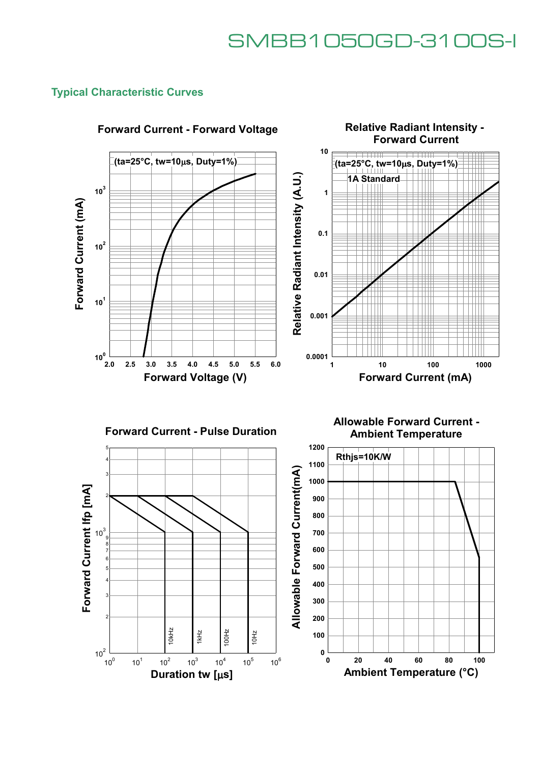## Typical Characteristic Curves

**Forward Current - Forward Voltage**

(ta=25°C, tw=10μs, Duty=1%)

Forward Current (mA): $10^0$, $10^1$, $10^2$, $10^3$

Forward Voltage (V): 2.0, 2.5, 3.0, 3.5, 4.0, 4.5, 5.0, 5.5, 6.0

**Relative Radiant Intensity - Forward Current**

(ta=25°C, tw=10μs, Duty=1%)

1A Standard

Relative Radiant Intensity (A.U.): 0.0001, 0.001, 0.01, 0.1, 1, 10

Forward Current (mA): 1, 10, 100, 1000

**Forward Current - Pulse Duration**

Forward Current Ifp [mA]: $10^2$, 2, 3, 4, 5, 6, 7, 8, 9, $10^3$, 2, 3, 4, 5

Duration tw [μs]: $10^0$, $10^1$, $10^2$, $10^3$, $10^4$, $10^5$, $10^6$

10kHz, 1kHz, 100Hz, 10Hz

**Allowable Forward Current - Ambient Temperature**

Rthjs=10K/W

Allowable Forward Current(mA): 0, 100, 200, 300, 400, 500, 600, 700, 800, 900, 1000, 1100, 1200

Ambient Temperature (°C): 0, 20, 40, 60, 80, 100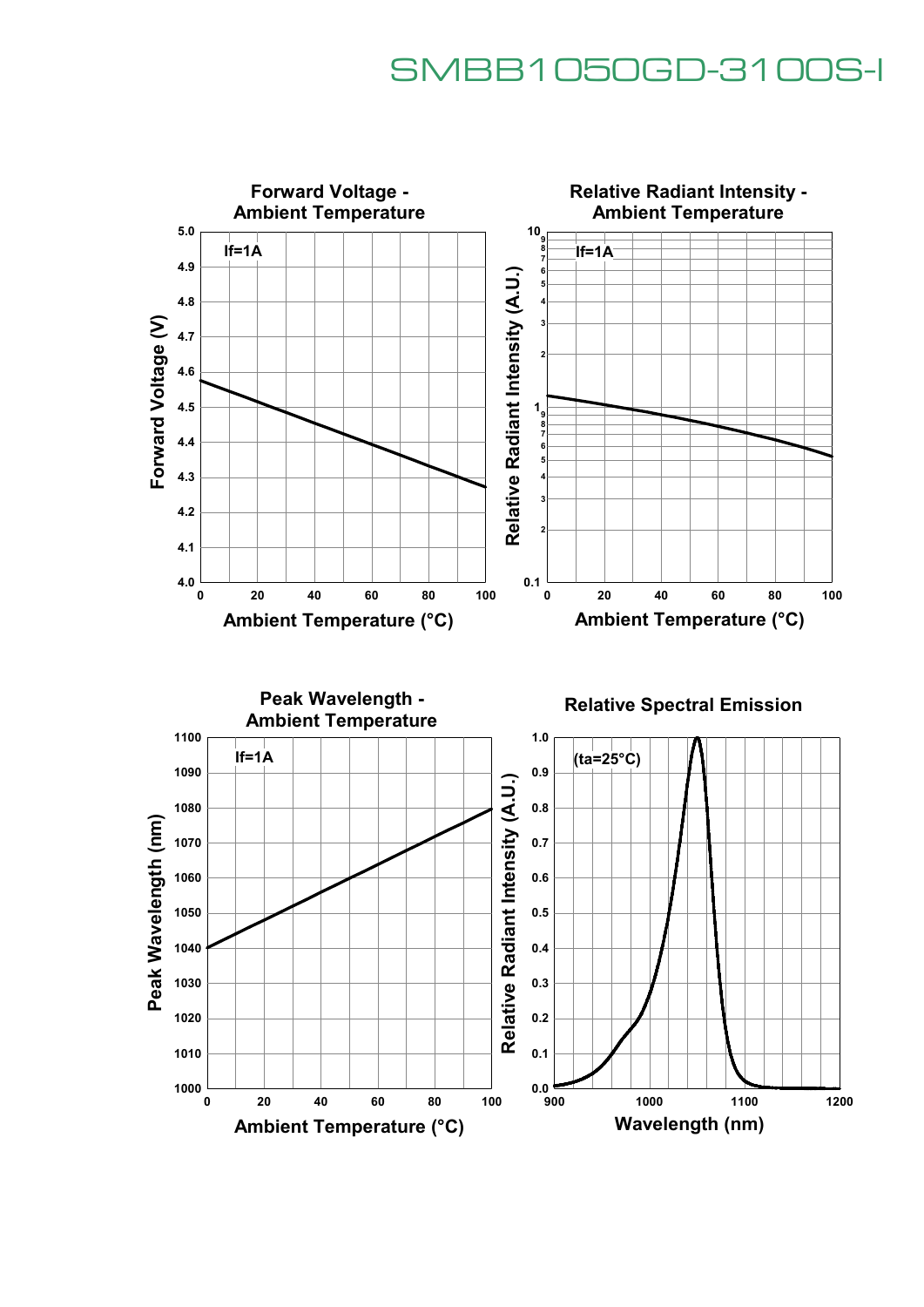# SMBB1050GD-3100S-I

## Forward Voltage - Ambient Temperature

If=1A

Forward Voltage (V)

Ambient Temperature (°C)

## Relative Radiant Intensity - Ambient Temperature

If=1A

Relative Radiant Intensity (A.U.)

Ambient Temperature (°C)

## Peak Wavelength - Ambient Temperature

If=1A

Peak Wavelength (nm)

Ambient Temperature (°C)

## Relative Spectral Emission

(ta=25°C)

Relative Radiant Intensity (A.U.)

Wavelength (nm)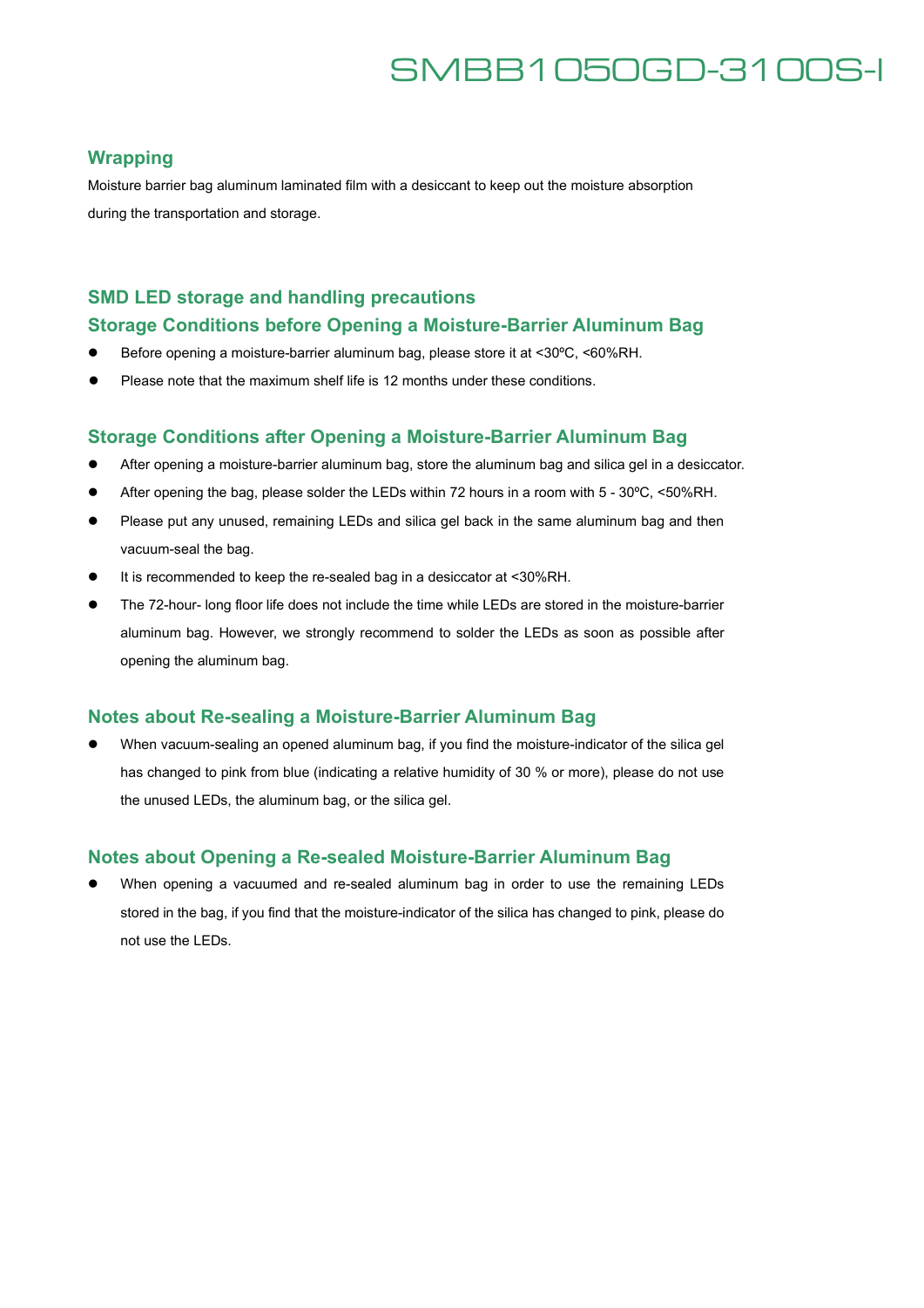## Wrapping

Moisture barrier bag aluminum laminated film with a desiccant to keep out the moisture absorption during the transportation and storage.

## SMD LED storage and handling precautions

### Storage Conditions before Opening a Moisture-Barrier Aluminum Bag

- Before opening a moisture-barrier aluminum bag, please store it at <30ºC, <60%RH.
- Please note that the maximum shelf life is 12 months under these conditions.

### Storage Conditions after Opening a Moisture-Barrier Aluminum Bag

- After opening a moisture-barrier aluminum bag, store the aluminum bag and silica gel in a desiccator.
- After opening the bag, please solder the LEDs within 72 hours in a room with 5 - 30ºC, <50%RH.
- Please put any unused, remaining LEDs and silica gel back in the same aluminum bag and then vacuum-seal the bag.
- It is recommended to keep the re-sealed bag in a desiccator at <30%RH.
- The 72-hour- long floor life does not include the time while LEDs are stored in the moisture-barrier aluminum bag. However, we strongly recommend to solder the LEDs as soon as possible after opening the aluminum bag.

### Notes about Re-sealing a Moisture-Barrier Aluminum Bag

- When vacuum-sealing an opened aluminum bag, if you find the moisture-indicator of the silica gel has changed to pink from blue (indicating a relative humidity of 30 % or more), please do not use the unused LEDs, the aluminum bag, or the silica gel.

### Notes about Opening a Re-sealed Moisture-Barrier Aluminum Bag

- When opening a vacuumed and re-sealed aluminum bag in order to use the remaining LEDs stored in the bag, if you find that the moisture-indicator of the silica has changed to pink, please do not use the LEDs.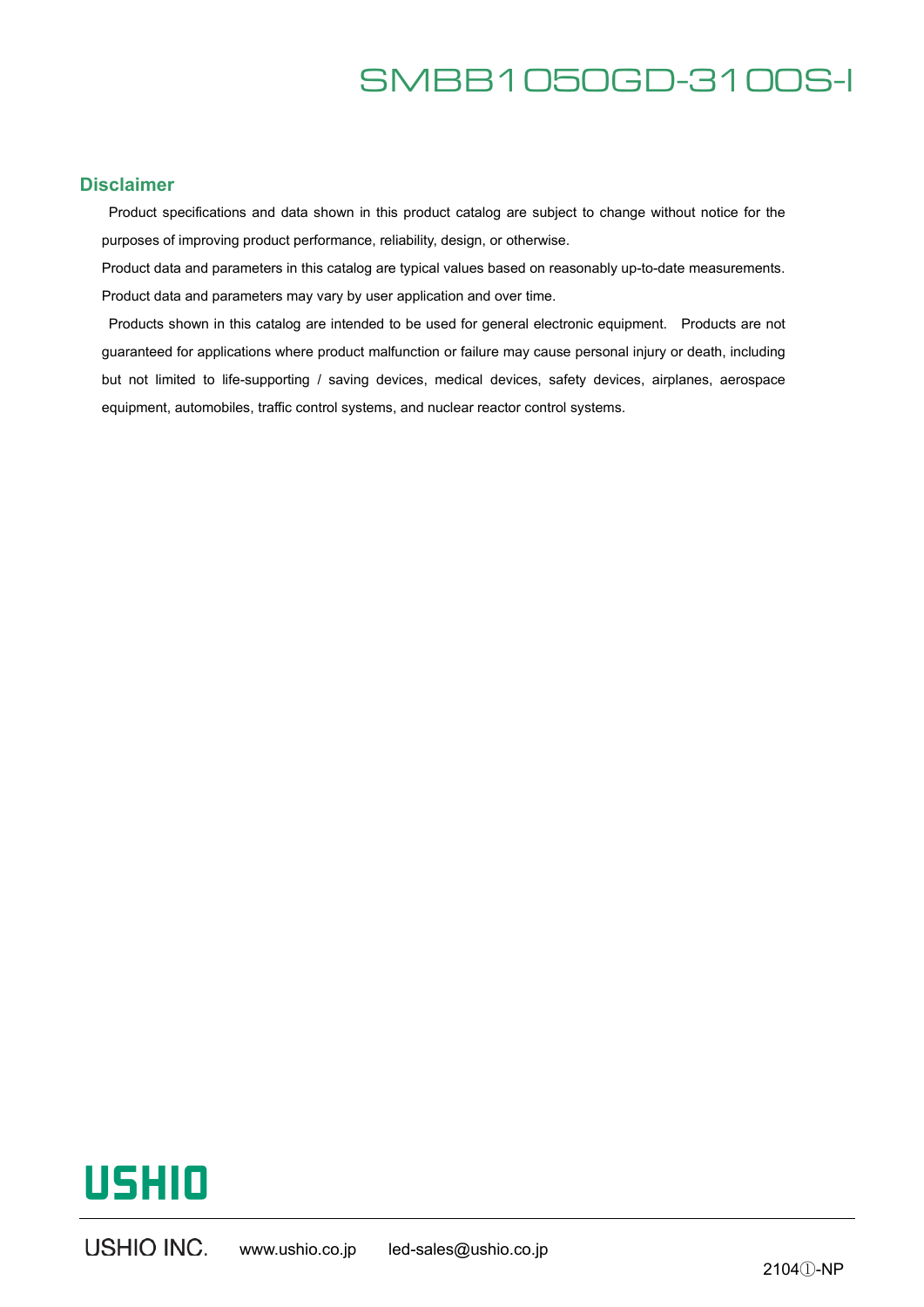## Disclaimer

Product specifications and data shown in this product catalog are subject to change without notice for the purposes of improving product performance, reliability, design, or otherwise.

Product data and parameters in this catalog are typical values based on reasonably up-to-date measurements. Product data and parameters may vary by user application and over time.

Products shown in this catalog are intended to be used for general electronic equipment. Products are not guaranteed for applications where product malfunction or failure may cause personal injury or death, including but not limited to life-supporting / saving devices, medical devices, safety devices, airplanes, aerospace equipment, automobiles, traffic control systems, and nuclear reactor control systems.